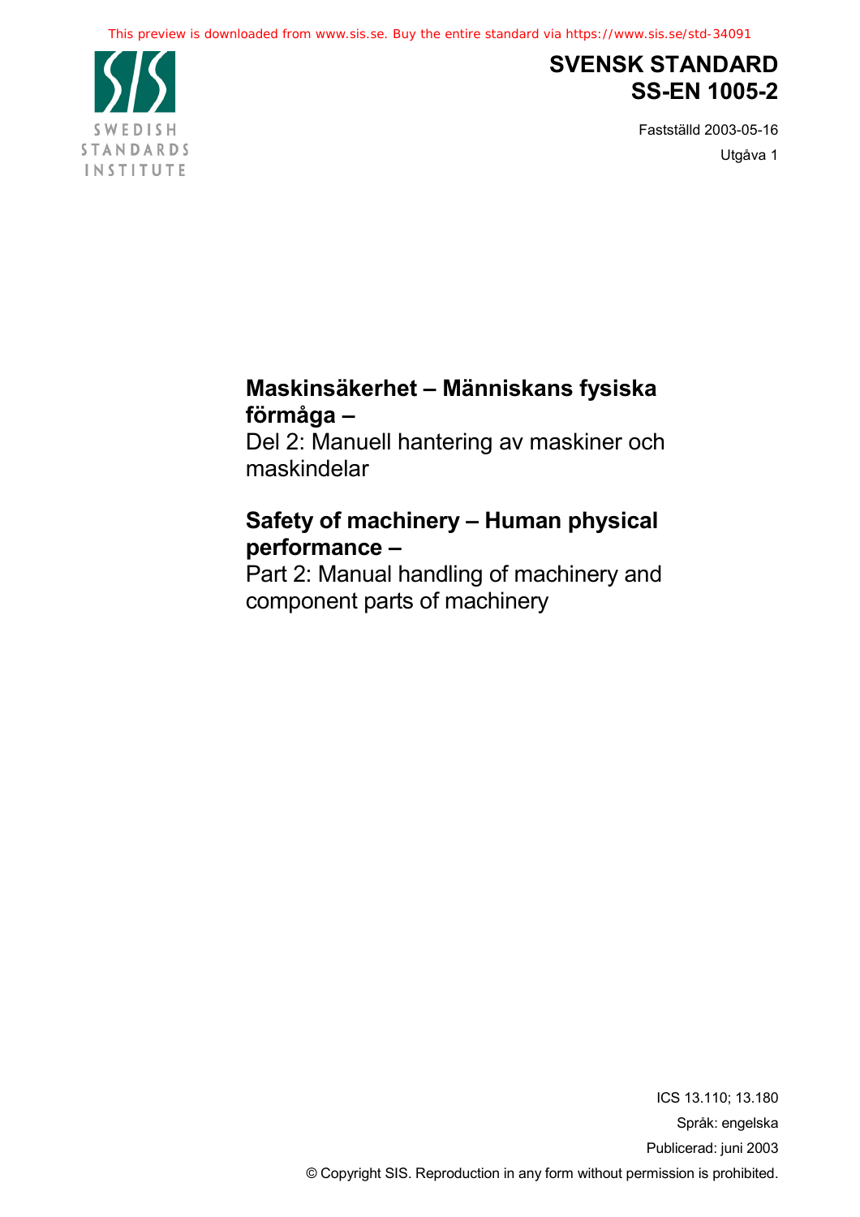# SVENSK STANDARD
# SS-EN 1005-2

Fastställd 2003-05-16

Utgåva 1

**Maskinsäkerhet – Människans fysiska förmåga –**
Del 2: Manuell hantering av maskiner och maskindelar

**Safety of machinery – Human physical performance –**
Part 2: Manual handling of machinery and component parts of machinery

ICS 13.110; 13.180

Språk: engelska

Publicerad: juni 2003

© Copyright SIS. Reproduction in any form without permission is prohibited.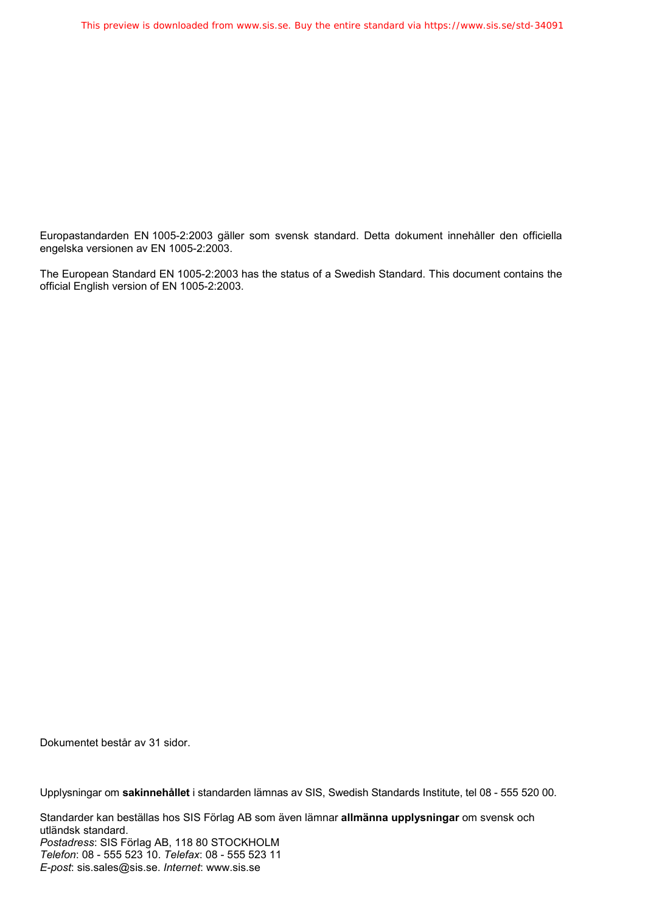Europastandarden EN 1005-2:2003 gäller som svensk standard. Detta dokument innehåller den officiella engelska versionen av EN 1005-2:2003.

The European Standard EN 1005-2:2003 has the status of a Swedish Standard. This document contains the official English version of EN 1005-2:2003.

Dokumentet består av 31 sidor.

Upplysningar om **sakinnehållet** i standarden lämnas av SIS, Swedish Standards Institute, tel 08 - 555 520 00.

Standarder kan beställas hos SIS Förlag AB som även lämnar **allmänna upplysningar** om svensk och utländsk standard.
*Postadress*: SIS Förlag AB, 118 80 STOCKHOLM
*Telefon*: 08 - 555 523 10. *Telefax*: 08 - 555 523 11
*E-post*: sis.sales@sis.se. *Internet*: www.sis.se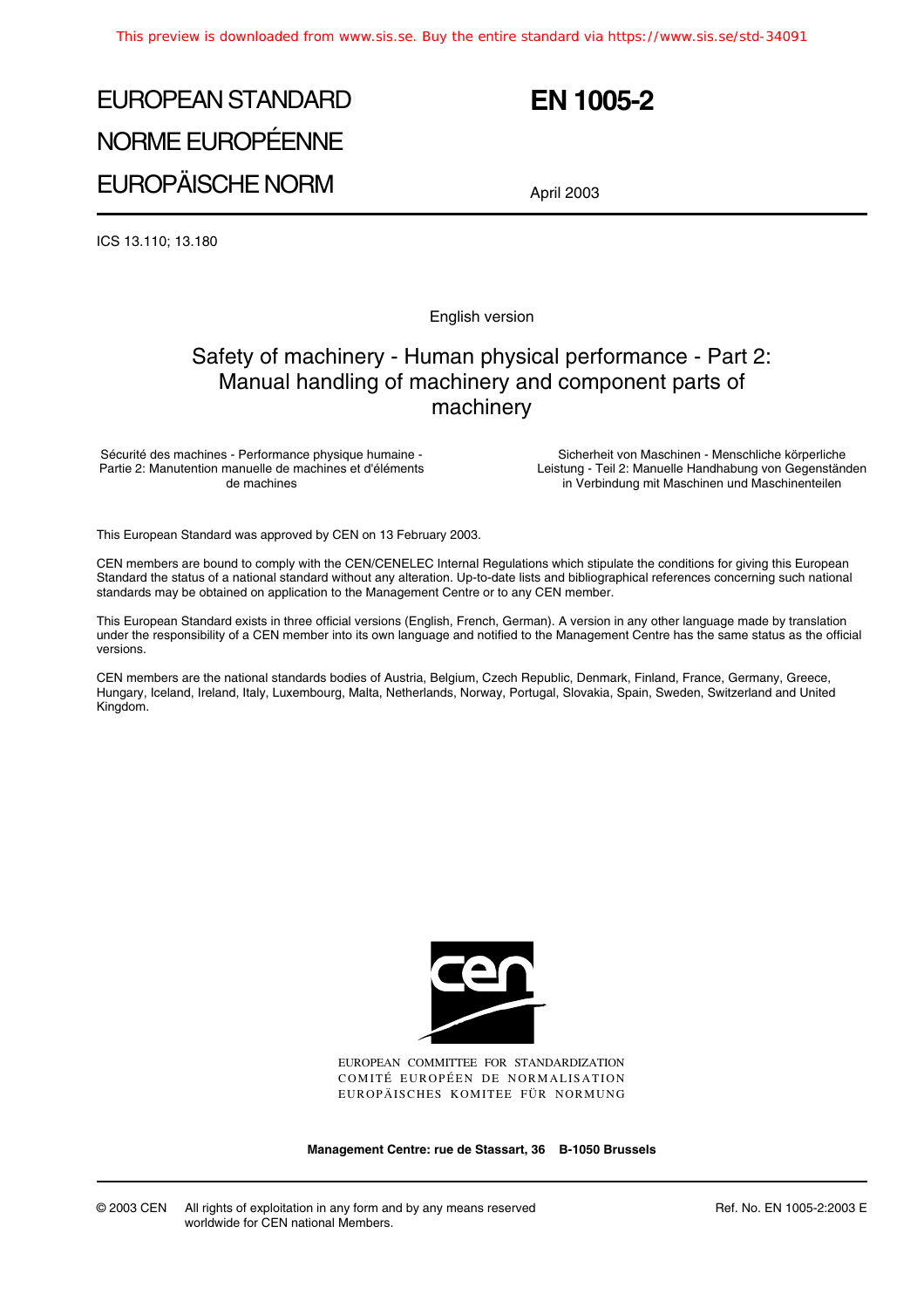# EUROPEAN STANDARD
# NORME EUROPÉENNE
# EUROPÄISCHE NORM

# EN 1005-2

April 2003

ICS 13.110; 13.180

English version

## Safety of machinery - Human physical performance - Part 2: Manual handling of machinery and component parts of machinery

Sécurité des machines - Performance physique humaine - Partie 2: Manutention manuelle de machines et d'éléments de machines

Sicherheit von Maschinen - Menschliche körperliche Leistung - Teil 2: Manuelle Handhabung von Gegenständen in Verbindung mit Maschinen und Maschinenteilen

This European Standard was approved by CEN on 13 February 2003.

CEN members are bound to comply with the CEN/CENELEC Internal Regulations which stipulate the conditions for giving this European Standard the status of a national standard without any alteration. Up-to-date lists and bibliographical references concerning such national standards may be obtained on application to the Management Centre or to any CEN member.

This European Standard exists in three official versions (English, French, German). A version in any other language made by translation under the responsibility of a CEN member into its own language and notified to the Management Centre has the same status as the official versions.

CEN members are the national standards bodies of Austria, Belgium, Czech Republic, Denmark, Finland, France, Germany, Greece, Hungary, Iceland, Ireland, Italy, Luxembourg, Malta, Netherlands, Norway, Portugal, Slovakia, Spain, Sweden, Switzerland and United Kingdom.

EUROPEAN COMMITTEE FOR STANDARDIZATION
COMITÉ EUROPÉEN DE NORMALISATION
EUROPÄISCHES KOMITEE FÜR NORMUNG

**Management Centre: rue de Stassart, 36 B-1050 Brussels**

© 2003 CEN All rights of exploitation in any form and by any means reserved worldwide for CEN national Members.

Ref. No. EN 1005-2:2003 E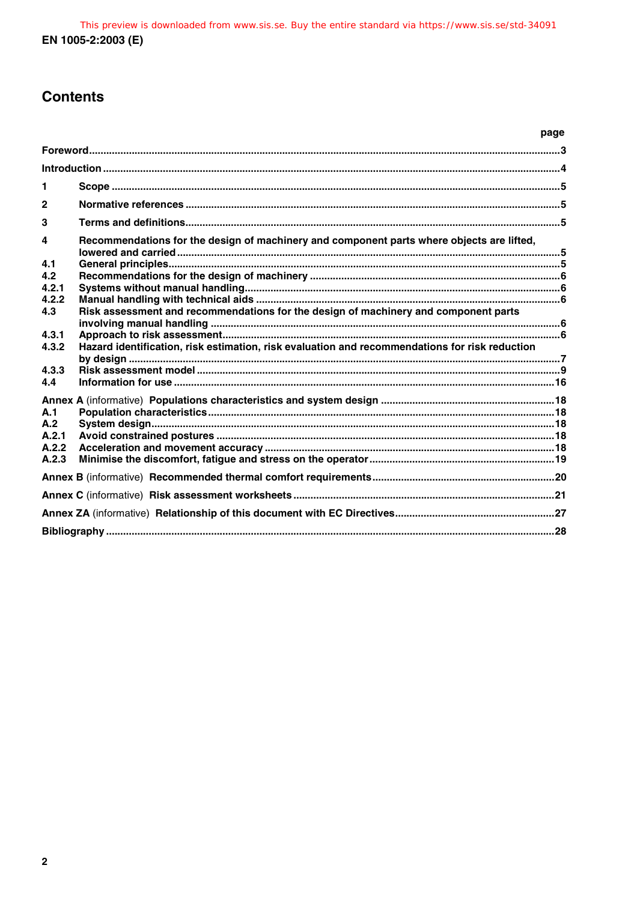# Contents

| | | page |
|---|---|---|
| **Foreword** | | **3** |
| **Introduction** | | **4** |
| **1** | **Scope** | **5** |
| **2** | **Normative references** | **5** |
| **3** | **Terms and definitions** | **5** |
| **4** | **Recommendations for the design of machinery and component parts where objects are lifted, lowered and carried** | **5** |
| **4.1** | **General principles** | **5** |
| **4.2** | **Recommendations for the design of machinery** | **6** |
| **4.2.1** | **Systems without manual handling** | **6** |
| **4.2.2** | **Manual handling with technical aids** | **6** |
| **4.3** | **Risk assessment and recommendations for the design of machinery and component parts involving manual handling** | **6** |
| **4.3.1** | **Approach to risk assessment** | **6** |
| **4.3.2** | **Hazard identification, risk estimation, risk evaluation and recommendations for risk reduction by design** | **7** |
| **4.3.3** | **Risk assessment model** | **9** |
| **4.4** | **Information for use** | **16** |
| **Annex A** (informative) | **Populations characteristics and system design** | **18** |
| **A.1** | **Population characteristics** | **18** |
| **A.2** | **System design** | **18** |
| **A.2.1** | **Avoid constrained postures** | **18** |
| **A.2.2** | **Acceleration and movement accuracy** | **18** |
| **A.2.3** | **Minimise the discomfort, fatigue and stress on the operator** | **19** |
| **Annex B** (informative) | **Recommended thermal comfort requirements** | **20** |
| **Annex C** (informative) | **Risk assessment worksheets** | **21** |
| **Annex ZA** (informative) | **Relationship of this document with EC Directives** | **27** |
| **Bibliography** | | **28** |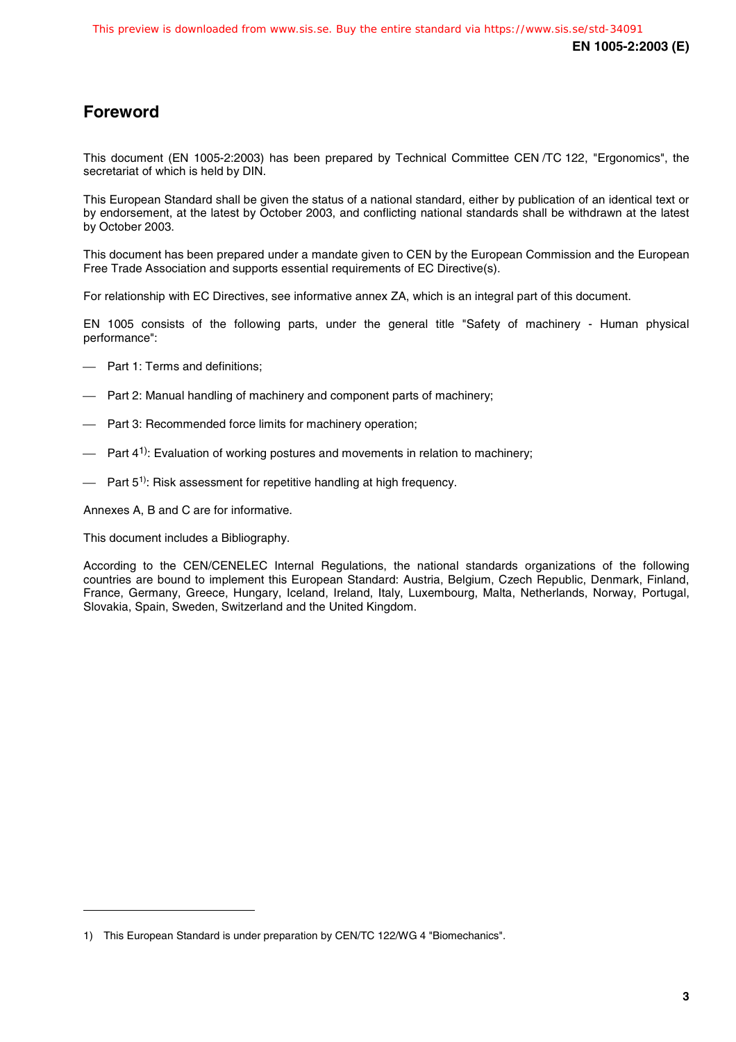# Foreword

This document (EN 1005-2:2003) has been prepared by Technical Committee CEN /TC 122, "Ergonomics", the secretariat of which is held by DIN.

This European Standard shall be given the status of a national standard, either by publication of an identical text or by endorsement, at the latest by October 2003, and conflicting national standards shall be withdrawn at the latest by October 2003.

This document has been prepared under a mandate given to CEN by the European Commission and the European Free Trade Association and supports essential requirements of EC Directive(s).

For relationship with EC Directives, see informative annex ZA, which is an integral part of this document.

EN 1005 consists of the following parts, under the general title "Safety of machinery - Human physical performance":

- Part 1: Terms and definitions;
- Part 2: Manual handling of machinery and component parts of machinery;
- Part 3: Recommended force limits for machinery operation;
- Part 4[1)]: Evaluation of working postures and movements in relation to machinery;
- Part 5[1)]: Risk assessment for repetitive handling at high frequency.

Annexes A, B and C are for informative.

This document includes a Bibliography.

According to the CEN/CENELEC Internal Regulations, the national standards organizations of the following countries are bound to implement this European Standard: Austria, Belgium, Czech Republic, Denmark, Finland, France, Germany, Greece, Hungary, Iceland, Ireland, Italy, Luxembourg, Malta, Netherlands, Norway, Portugal, Slovakia, Spain, Sweden, Switzerland and the United Kingdom.

---

1) This European Standard is under preparation by CEN/TC 122/WG 4 "Biomechanics".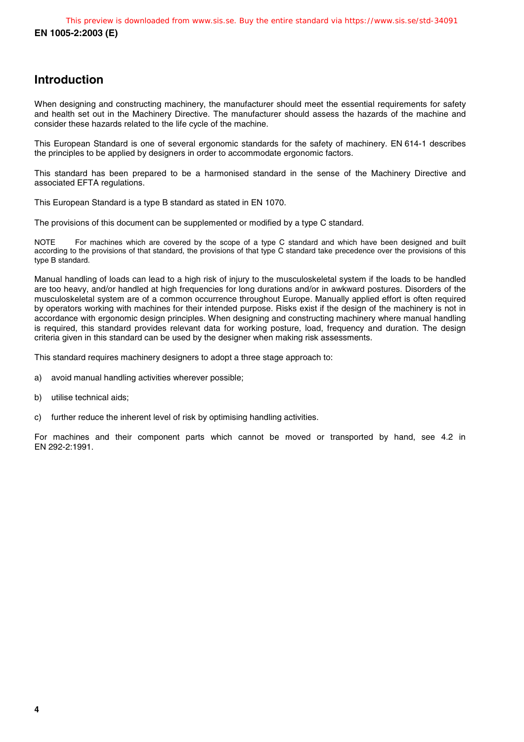# Introduction

When designing and constructing machinery, the manufacturer should meet the essential requirements for safety and health set out in the Machinery Directive. The manufacturer should assess the hazards of the machine and consider these hazards related to the life cycle of the machine.

This European Standard is one of several ergonomic standards for the safety of machinery. EN 614-1 describes the principles to be applied by designers in order to accommodate ergonomic factors.

This standard has been prepared to be a harmonised standard in the sense of the Machinery Directive and associated EFTA regulations.

This European Standard is a type B standard as stated in EN 1070.

The provisions of this document can be supplemented or modified by a type C standard.

NOTE For machines which are covered by the scope of a type C standard and which have been designed and built according to the provisions of that standard, the provisions of that type C standard take precedence over the provisions of this type B standard.

Manual handling of loads can lead to a high risk of injury to the musculoskeletal system if the loads to be handled are too heavy, and/or handled at high frequencies for long durations and/or in awkward postures. Disorders of the musculoskeletal system are of a common occurrence throughout Europe. Manually applied effort is often required by operators working with machines for their intended purpose. Risks exist if the design of the machinery is not in accordance with ergonomic design principles. When designing and constructing machinery where manual handling is required, this standard provides relevant data for working posture, load, frequency and duration. The design criteria given in this standard can be used by the designer when making risk assessments.

This standard requires machinery designers to adopt a three stage approach to:

a) avoid manual handling activities wherever possible;

b) utilise technical aids;

c) further reduce the inherent level of risk by optimising handling activities.

For machines and their component parts which cannot be moved or transported by hand, see 4.2 in EN 292-2:1991.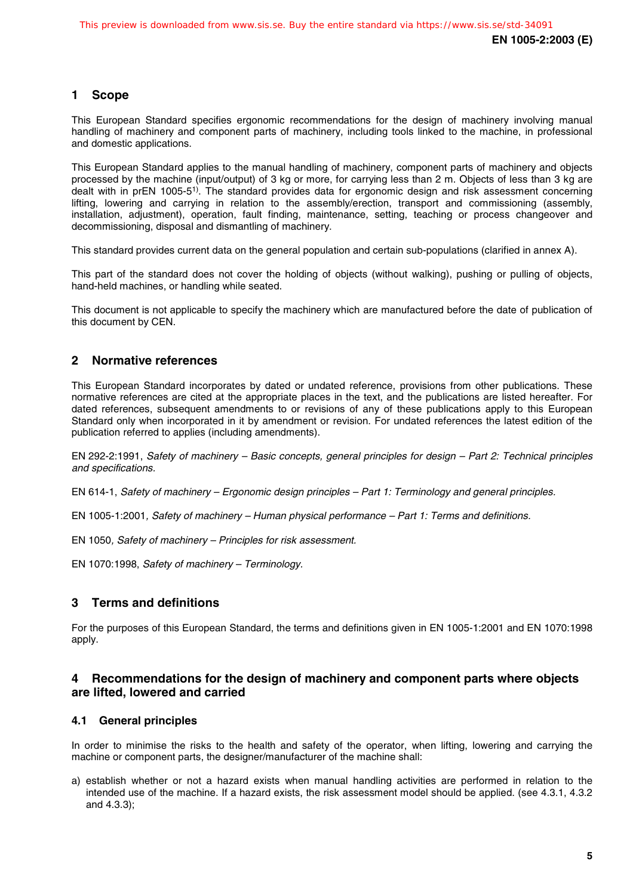## 1 Scope

This European Standard specifies ergonomic recommendations for the design of machinery involving manual handling of machinery and component parts of machinery, including tools linked to the machine, in professional and domestic applications.

This European Standard applies to the manual handling of machinery, component parts of machinery and objects processed by the machine (input/output) of 3 kg or more, for carrying less than 2 m. Objects of less than 3 kg are dealt with in prEN 1005-5[1)]. The standard provides data for ergonomic design and risk assessment concerning lifting, lowering and carrying in relation to the assembly/erection, transport and commissioning (assembly, installation, adjustment), operation, fault finding, maintenance, setting, teaching or process changeover and decommissioning, disposal and dismantling of machinery.

This standard provides current data on the general population and certain sub-populations (clarified in annex A).

This part of the standard does not cover the holding of objects (without walking), pushing or pulling of objects, hand-held machines, or handling while seated.

This document is not applicable to specify the machinery which are manufactured before the date of publication of this document by CEN.

## 2 Normative references

This European Standard incorporates by dated or undated reference, provisions from other publications. These normative references are cited at the appropriate places in the text, and the publications are listed hereafter. For dated references, subsequent amendments to or revisions of any of these publications apply to this European Standard only when incorporated in it by amendment or revision. For undated references the latest edition of the publication referred to applies (including amendments).

EN 292-2:1991, *Safety of machinery – Basic concepts, general principles for design – Part 2: Technical principles and specifications.*

EN 614-1, *Safety of machinery – Ergonomic design principles – Part 1: Terminology and general principles.*

EN 1005-1:2001*, Safety of machinery – Human physical performance – Part 1: Terms and definitions.*

EN 1050*, Safety of machinery – Principles for risk assessment.*

EN 1070:1998, *Safety of machinery – Terminology.*

## 3 Terms and definitions

For the purposes of this European Standard, the terms and definitions given in EN 1005-1:2001 and EN 1070:1998 apply.

## 4 Recommendations for the design of machinery and component parts where objects are lifted, lowered and carried

### 4.1 General principles

In order to minimise the risks to the health and safety of the operator, when lifting, lowering and carrying the machine or component parts, the designer/manufacturer of the machine shall:

a) establish whether or not a hazard exists when manual handling activities are performed in relation to the intended use of the machine. If a hazard exists, the risk assessment model should be applied. (see 4.3.1, 4.3.2 and 4.3.3);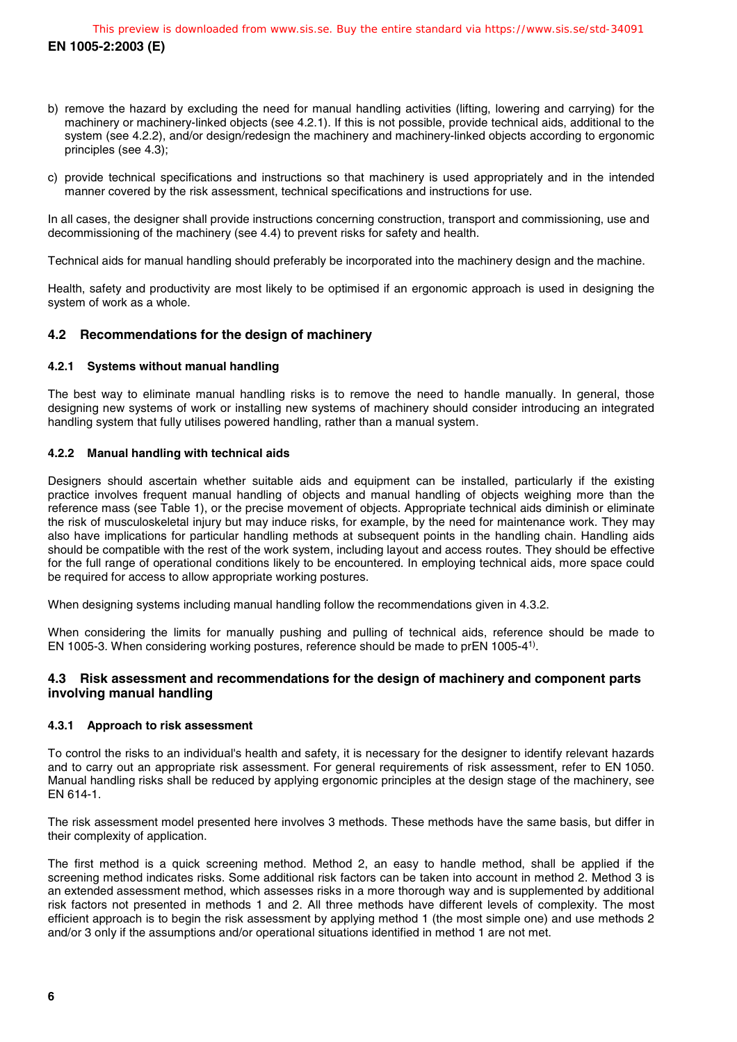b) remove the hazard by excluding the need for manual handling activities (lifting, lowering and carrying) for the machinery or machinery-linked objects (see 4.2.1). If this is not possible, provide technical aids, additional to the system (see 4.2.2), and/or design/redesign the machinery and machinery-linked objects according to ergonomic principles (see 4.3);

c) provide technical specifications and instructions so that machinery is used appropriately and in the intended manner covered by the risk assessment, technical specifications and instructions for use.

In all cases, the designer shall provide instructions concerning construction, transport and commissioning, use and decommissioning of the machinery (see 4.4) to prevent risks for safety and health.

Technical aids for manual handling should preferably be incorporated into the machinery design and the machine.

Health, safety and productivity are most likely to be optimised if an ergonomic approach is used in designing the system of work as a whole.

## 4.2 Recommendations for the design of machinery

### 4.2.1 Systems without manual handling

The best way to eliminate manual handling risks is to remove the need to handle manually. In general, those designing new systems of work or installing new systems of machinery should consider introducing an integrated handling system that fully utilises powered handling, rather than a manual system.

### 4.2.2 Manual handling with technical aids

Designers should ascertain whether suitable aids and equipment can be installed, particularly if the existing practice involves frequent manual handling of objects and manual handling of objects weighing more than the reference mass (see Table 1), or the precise movement of objects. Appropriate technical aids diminish or eliminate the risk of musculoskeletal injury but may induce risks, for example, by the need for maintenance work. They may also have implications for particular handling methods at subsequent points in the handling chain. Handling aids should be compatible with the rest of the work system, including layout and access routes. They should be effective for the full range of operational conditions likely to be encountered. In employing technical aids, more space could be required for access to allow appropriate working postures.

When designing systems including manual handling follow the recommendations given in 4.3.2.

When considering the limits for manually pushing and pulling of technical aids, reference should be made to EN 1005-3. When considering working postures, reference should be made to prEN 1005-4[1)].

## 4.3 Risk assessment and recommendations for the design of machinery and component parts involving manual handling

### 4.3.1 Approach to risk assessment

To control the risks to an individual's health and safety, it is necessary for the designer to identify relevant hazards and to carry out an appropriate risk assessment. For general requirements of risk assessment, refer to EN 1050. Manual handling risks shall be reduced by applying ergonomic principles at the design stage of the machinery, see EN 614-1.

The risk assessment model presented here involves 3 methods. These methods have the same basis, but differ in their complexity of application.

The first method is a quick screening method. Method 2, an easy to handle method, shall be applied if the screening method indicates risks. Some additional risk factors can be taken into account in method 2. Method 3 is an extended assessment method, which assesses risks in a more thorough way and is supplemented by additional risk factors not presented in methods 1 and 2. All three methods have different levels of complexity. The most efficient approach is to begin the risk assessment by applying method 1 (the most simple one) and use methods 2 and/or 3 only if the assumptions and/or operational situations identified in method 1 are not met.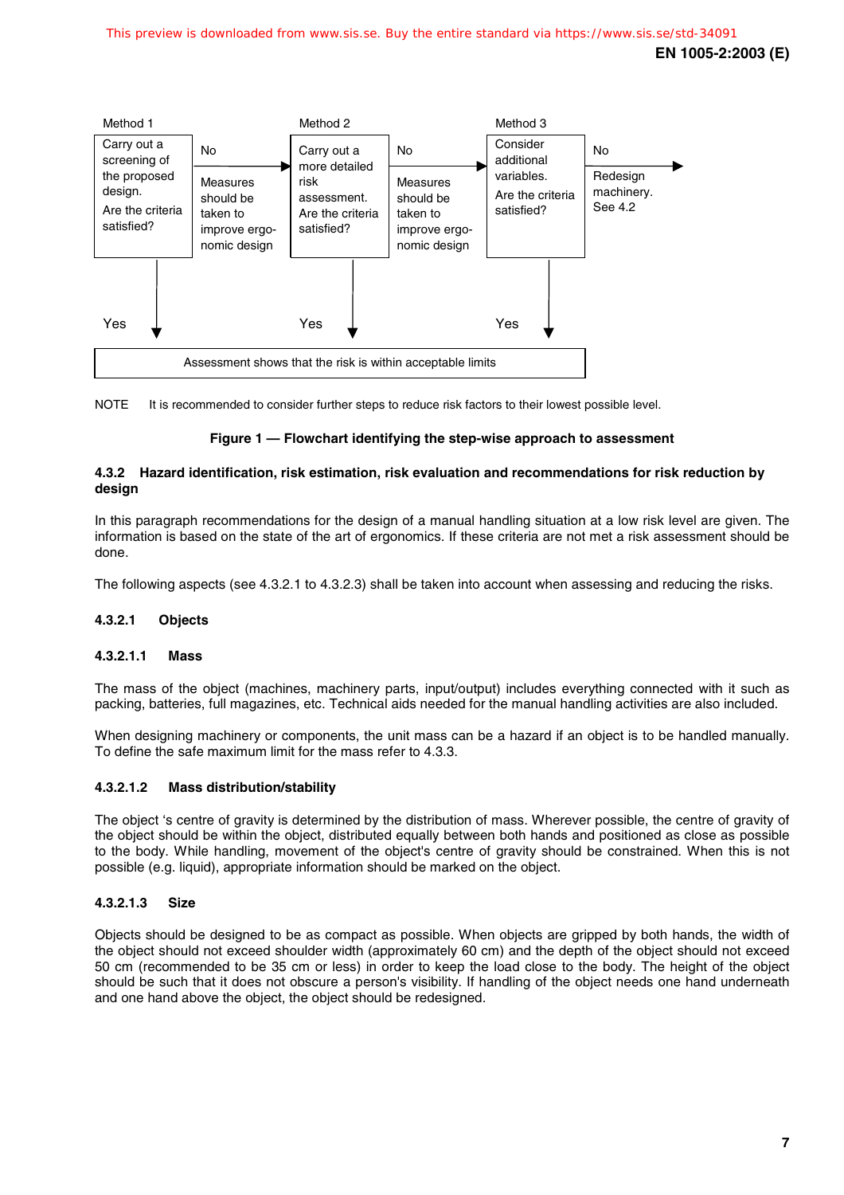| Method 1 | | Method 2 | | Method 3 | |
|---|---|---|---|---|---|
| Carry out a screening of the proposed design. Are the criteria satisfied? | No → Measures should be taken to improve ergonomic design | Carry out a more detailed risk assessment. Are the criteria satisfied? | No → Measures should be taken to improve ergonomic design | Consider additional variables. Are the criteria satisfied? | No → Redesign machinery. See 4.2 |
| Yes ↓ | | Yes ↓ | | Yes ↓ | |
| Assessment shows that the risk is within acceptable limits | | | | | |

NOTE It is recommended to consider further steps to reduce risk factors to their lowest possible level.

**Figure 1 — Flowchart identifying the step-wise approach to assessment**

### 4.3.2 Hazard identification, risk estimation, risk evaluation and recommendations for risk reduction by design

In this paragraph recommendations for the design of a manual handling situation at a low risk level are given. The information is based on the state of the art of ergonomics. If these criteria are not met a risk assessment should be done.

The following aspects (see 4.3.2.1 to 4.3.2.3) shall be taken into account when assessing and reducing the risks.

#### 4.3.2.1 Objects

##### 4.3.2.1.1 Mass

The mass of the object (machines, machinery parts, input/output) includes everything connected with it such as packing, batteries, full magazines, etc. Technical aids needed for the manual handling activities are also included.

When designing machinery or components, the unit mass can be a hazard if an object is to be handled manually. To define the safe maximum limit for the mass refer to 4.3.3.

##### 4.3.2.1.2 Mass distribution/stability

The object 's centre of gravity is determined by the distribution of mass. Wherever possible, the centre of gravity of the object should be within the object, distributed equally between both hands and positioned as close as possible to the body. While handling, movement of the object's centre of gravity should be constrained. When this is not possible (e.g. liquid), appropriate information should be marked on the object.

##### 4.3.2.1.3 Size

Objects should be designed to be as compact as possible. When objects are gripped by both hands, the width of the object should not exceed shoulder width (approximately 60 cm) and the depth of the object should not exceed 50 cm (recommended to be 35 cm or less) in order to keep the load close to the body. The height of the object should be such that it does not obscure a person's visibility. If handling of the object needs one hand underneath and one hand above the object, the object should be redesigned.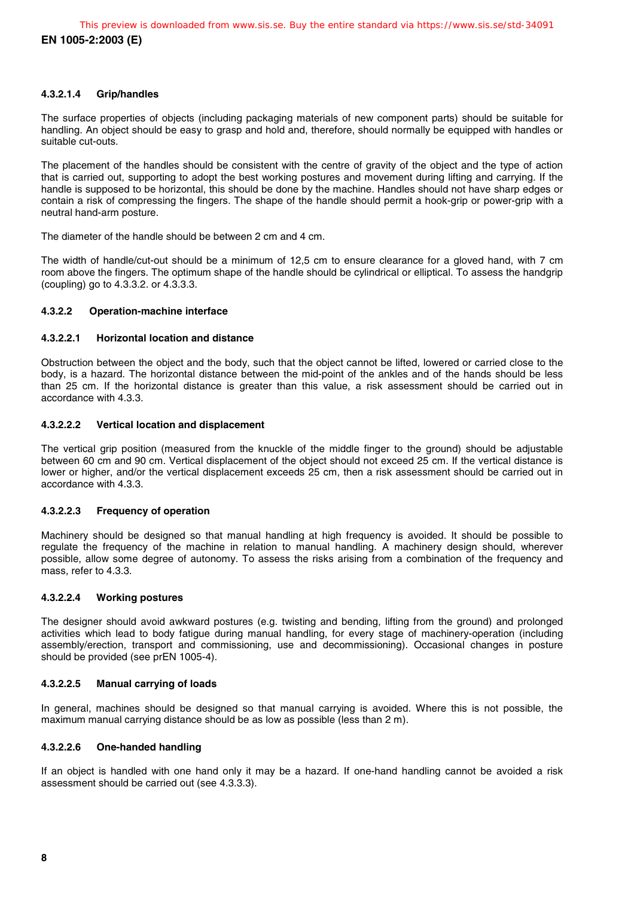#### 4.3.2.1.4 Grip/handles

The surface properties of objects (including packaging materials of new component parts) should be suitable for handling. An object should be easy to grasp and hold and, therefore, should normally be equipped with handles or suitable cut-outs.

The placement of the handles should be consistent with the centre of gravity of the object and the type of action that is carried out, supporting to adopt the best working postures and movement during lifting and carrying. If the handle is supposed to be horizontal, this should be done by the machine. Handles should not have sharp edges or contain a risk of compressing the fingers. The shape of the handle should permit a hook-grip or power-grip with a neutral hand-arm posture.

The diameter of the handle should be between 2 cm and 4 cm.

The width of handle/cut-out should be a minimum of 12,5 cm to ensure clearance for a gloved hand, with 7 cm room above the fingers. The optimum shape of the handle should be cylindrical or elliptical. To assess the handgrip (coupling) go to 4.3.3.2. or 4.3.3.3.

### 4.3.2.2 Operation-machine interface

#### 4.3.2.2.1 Horizontal location and distance

Obstruction between the object and the body, such that the object cannot be lifted, lowered or carried close to the body, is a hazard. The horizontal distance between the mid-point of the ankles and of the hands should be less than 25 cm. If the horizontal distance is greater than this value, a risk assessment should be carried out in accordance with 4.3.3.

#### 4.3.2.2.2 Vertical location and displacement

The vertical grip position (measured from the knuckle of the middle finger to the ground) should be adjustable between 60 cm and 90 cm. Vertical displacement of the object should not exceed 25 cm. If the vertical distance is lower or higher, and/or the vertical displacement exceeds 25 cm, then a risk assessment should be carried out in accordance with 4.3.3.

#### 4.3.2.2.3 Frequency of operation

Machinery should be designed so that manual handling at high frequency is avoided. It should be possible to regulate the frequency of the machine in relation to manual handling. A machinery design should, wherever possible, allow some degree of autonomy. To assess the risks arising from a combination of the frequency and mass, refer to 4.3.3.

#### 4.3.2.2.4 Working postures

The designer should avoid awkward postures (e.g. twisting and bending, lifting from the ground) and prolonged activities which lead to body fatigue during manual handling, for every stage of machinery-operation (including assembly/erection, transport and commissioning, use and decommissioning). Occasional changes in posture should be provided (see prEN 1005-4).

#### 4.3.2.2.5 Manual carrying of loads

In general, machines should be designed so that manual carrying is avoided. Where this is not possible, the maximum manual carrying distance should be as low as possible (less than 2 m).

#### 4.3.2.2.6 One-handed handling

If an object is handled with one hand only it may be a hazard. If one-hand handling cannot be avoided a risk assessment should be carried out (see 4.3.3.3).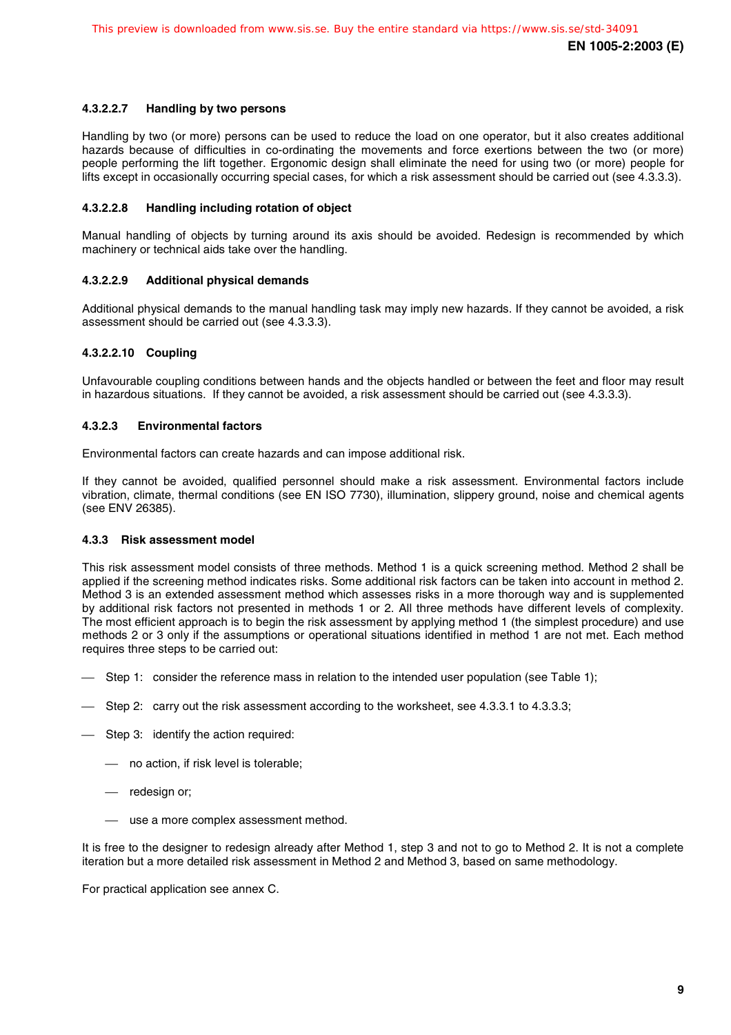#### 4.3.2.2.7 Handling by two persons

Handling by two (or more) persons can be used to reduce the load on one operator, but it also creates additional hazards because of difficulties in co-ordinating the movements and force exertions between the two (or more) people performing the lift together. Ergonomic design shall eliminate the need for using two (or more) people for lifts except in occasionally occurring special cases, for which a risk assessment should be carried out (see 4.3.3.3).

#### 4.3.2.2.8 Handling including rotation of object

Manual handling of objects by turning around its axis should be avoided. Redesign is recommended by which machinery or technical aids take over the handling.

#### 4.3.2.2.9 Additional physical demands

Additional physical demands to the manual handling task may imply new hazards. If they cannot be avoided, a risk assessment should be carried out (see 4.3.3.3).

#### 4.3.2.2.10 Coupling

Unfavourable coupling conditions between hands and the objects handled or between the feet and floor may result in hazardous situations. If they cannot be avoided, a risk assessment should be carried out (see 4.3.3.3).

### 4.3.2.3 Environmental factors

Environmental factors can create hazards and can impose additional risk.

If they cannot be avoided, qualified personnel should make a risk assessment. Environmental factors include vibration, climate, thermal conditions (see EN ISO 7730), illumination, slippery ground, noise and chemical agents (see ENV 26385).

### 4.3.3 Risk assessment model

This risk assessment model consists of three methods. Method 1 is a quick screening method. Method 2 shall be applied if the screening method indicates risks. Some additional risk factors can be taken into account in method 2. Method 3 is an extended assessment method which assesses risks in a more thorough way and is supplemented by additional risk factors not presented in methods 1 or 2. All three methods have different levels of complexity. The most efficient approach is to begin the risk assessment by applying method 1 (the simplest procedure) and use methods 2 or 3 only if the assumptions or operational situations identified in method 1 are not met. Each method requires three steps to be carried out:

- Step 1: consider the reference mass in relation to the intended user population (see Table 1);
- Step 2: carry out the risk assessment according to the worksheet, see 4.3.3.1 to 4.3.3.3;
- Step 3: identify the action required:
  - no action, if risk level is tolerable;
  - redesign or;
  - use a more complex assessment method.

It is free to the designer to redesign already after Method 1, step 3 and not to go to Method 2. It is not a complete iteration but a more detailed risk assessment in Method 2 and Method 3, based on same methodology.

For practical application see annex C.